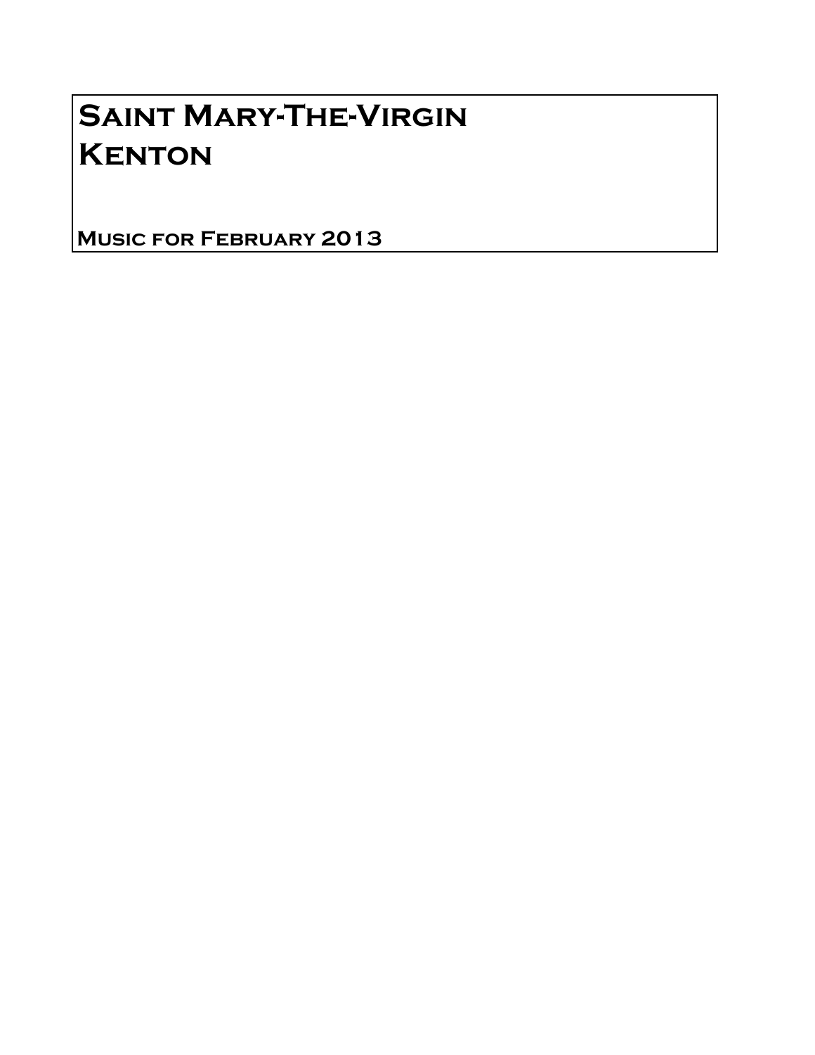# Saint Mary-The-Virgin
# Kenton

**Music for February 2013**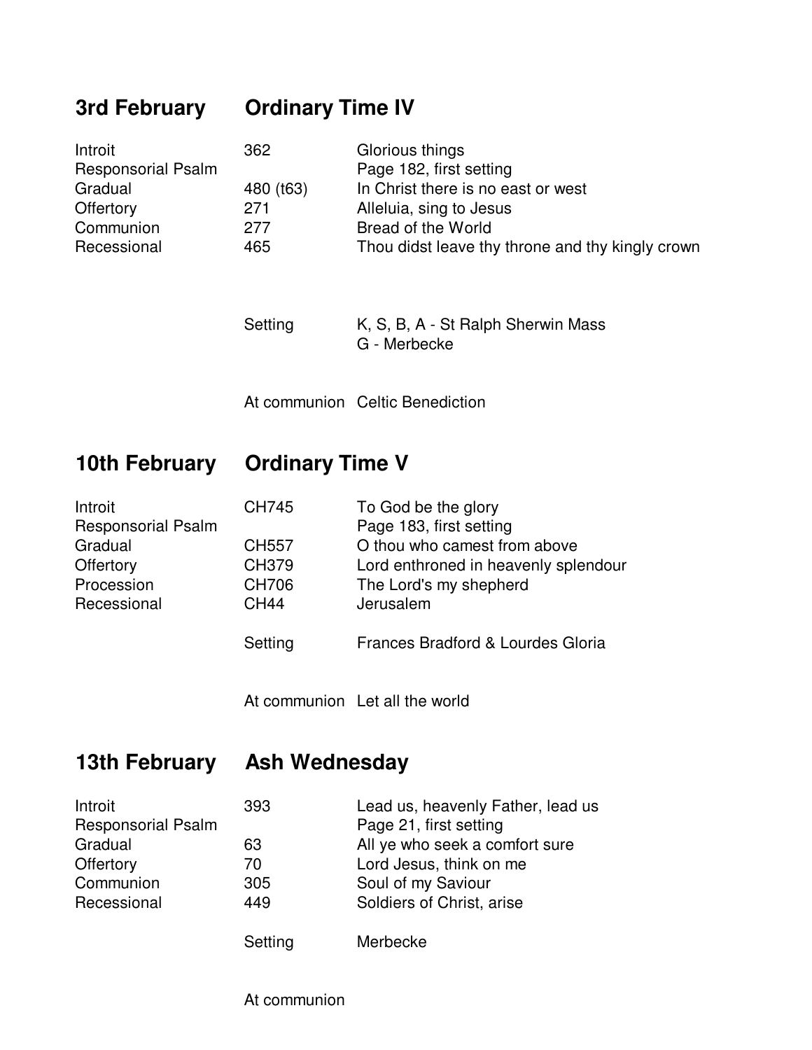## 3rd February — Ordinary Time IV

| | | |
|---|---|---|
| Introit | 362 | Glorious things |
| Responsorial Psalm | | Page 182, first setting |
| Gradual | 480 (t63) | In Christ there is no east or west |
| Offertory | 271 | Alleluia, sing to Jesus |
| Communion | 277 | Bread of the World |
| Recessional | 465 | Thou didst leave thy throne and thy kingly crown |

| | |
|---|---|
| Setting | K, S, B, A - St Ralph Sherwin Mass<br>G - Merbecke |
| At communion | Celtic Benediction |

## 10th February — Ordinary Time V

| | | |
|---|---|---|
| Introit | CH745 | To God be the glory |
| Responsorial Psalm | | Page 183, first setting |
| Gradual | CH557 | O thou who camest from above |
| Offertory | CH379 | Lord enthroned in heavenly splendour |
| Procession | CH706 | The Lord's my shepherd |
| Recessional | CH44 | Jerusalem |

| | |
|---|---|
| Setting | Frances Bradford & Lourdes Gloria |
| At communion | Let all the world |

## 13th February — Ash Wednesday

| | | |
|---|---|---|
| Introit | 393 | Lead us, heavenly Father, lead us |
| Responsorial Psalm | | Page 21, first setting |
| Gradual | 63 | All ye who seek a comfort sure |
| Offertory | 70 | Lord Jesus, think on me |
| Communion | 305 | Soul of my Saviour |
| Recessional | 449 | Soldiers of Christ, arise |

| | |
|---|---|
| Setting | Merbecke |
| At communion | |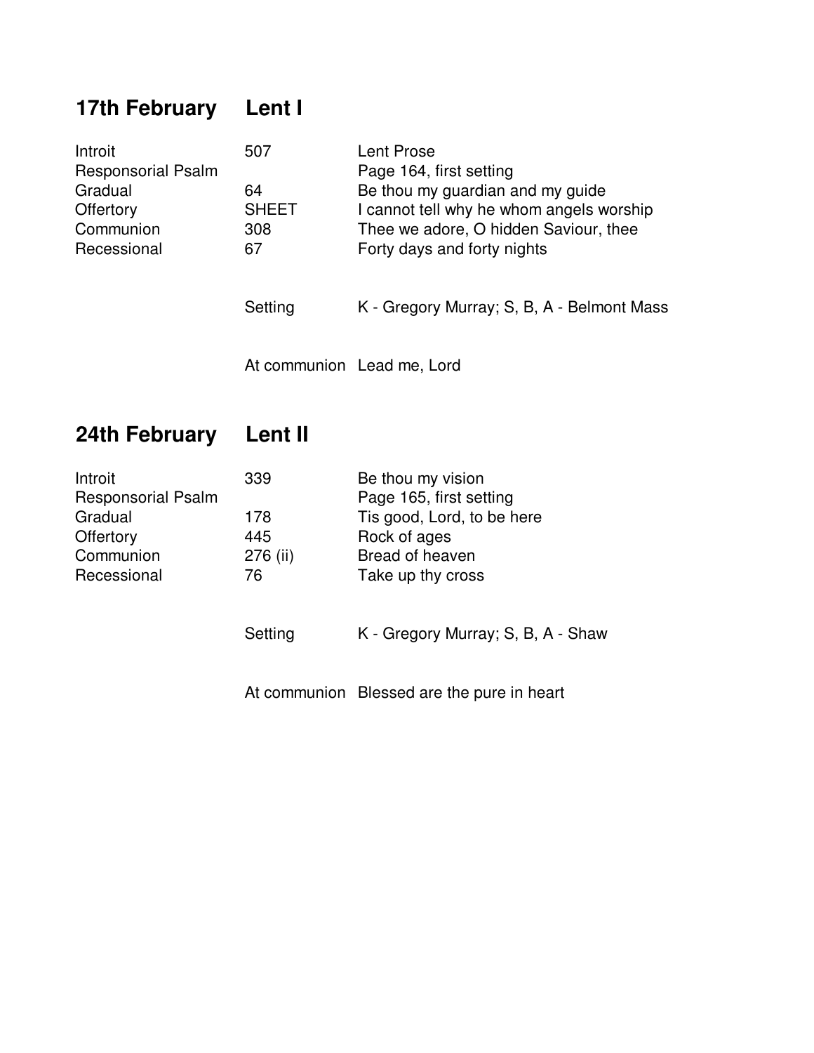## 17th February Lent I

| | | |
|---|---|---|
| Introit | 507 | Lent Prose |
| Responsorial Psalm | | Page 164, first setting |
| Gradual | 64 | Be thou my guardian and my guide |
| Offertory | SHEET | I cannot tell why he whom angels worship |
| Communion | 308 | Thee we adore, O hidden Saviour, thee |
| Recessional | 67 | Forty days and forty nights |
| | Setting | K - Gregory Murray; S, B, A - Belmont Mass |
| | At communion | Lead me, Lord |

## 24th February Lent II

| | | |
|---|---|---|
| Introit | 339 | Be thou my vision |
| Responsorial Psalm | | Page 165, first setting |
| Gradual | 178 | Tis good, Lord, to be here |
| Offertory | 445 | Rock of ages |
| Communion | 276 (ii) | Bread of heaven |
| Recessional | 76 | Take up thy cross |
| | Setting | K - Gregory Murray; S, B, A - Shaw |
| | At communion | Blessed are the pure in heart |